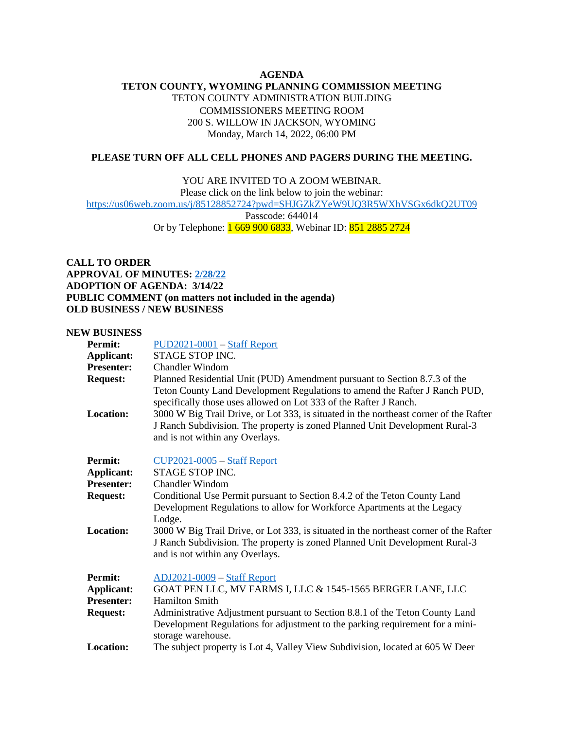**AGENDA**
**TETON COUNTY, WYOMING PLANNING COMMISSION MEETING**
TETON COUNTY ADMINISTRATION BUILDING
COMMISSIONERS MEETING ROOM
200 S. WILLOW IN JACKSON, WYOMING
Monday, March 14, 2022, 06:00 PM

**PLEASE TURN OFF ALL CELL PHONES AND PAGERS DURING THE MEETING.**

YOU ARE INVITED TO A ZOOM WEBINAR.
Please click on the link below to join the webinar:
https://us06web.zoom.us/j/85128852724?pwd=SHJGZkZYeW9UQ3R5WXhVSGx6dkQ2UT09
Passcode: 644014
Or by Telephone: 1 669 900 6833, Webinar ID: 851 2885 2724

**CALL TO ORDER**
**APPROVAL OF MINUTES: 2/28/22**
**ADOPTION OF AGENDA: 3/14/22**
**PUBLIC COMMENT (on matters not included in the agenda)**
**OLD BUSINESS / NEW BUSINESS**

**NEW BUSINESS**

**Permit:** PUD2021-0001 – Staff Report
**Applicant:** STAGE STOP INC.
**Presenter:** Chandler Windom
**Request:** Planned Residential Unit (PUD) Amendment pursuant to Section 8.7.3 of the Teton County Land Development Regulations to amend the Rafter J Ranch PUD, specifically those uses allowed on Lot 333 of the Rafter J Ranch.
**Location:** 3000 W Big Trail Drive, or Lot 333, is situated in the northeast corner of the Rafter J Ranch Subdivision. The property is zoned Planned Unit Development Rural-3 and is not within any Overlays.

**Permit:** CUP2021-0005 – Staff Report
**Applicant:** STAGE STOP INC.
**Presenter:** Chandler Windom
**Request:** Conditional Use Permit pursuant to Section 8.4.2 of the Teton County Land Development Regulations to allow for Workforce Apartments at the Legacy Lodge.
**Location:** 3000 W Big Trail Drive, or Lot 333, is situated in the northeast corner of the Rafter J Ranch Subdivision. The property is zoned Planned Unit Development Rural-3 and is not within any Overlays.

**Permit:** ADJ2021-0009 – Staff Report
**Applicant:** GOAT PEN LLC, MV FARMS I, LLC & 1545-1565 BERGER LANE, LLC
**Presenter:** Hamilton Smith
**Request:** Administrative Adjustment pursuant to Section 8.8.1 of the Teton County Land Development Regulations for adjustment to the parking requirement for a mini-storage warehouse.
**Location:** The subject property is Lot 4, Valley View Subdivision, located at 605 W Deer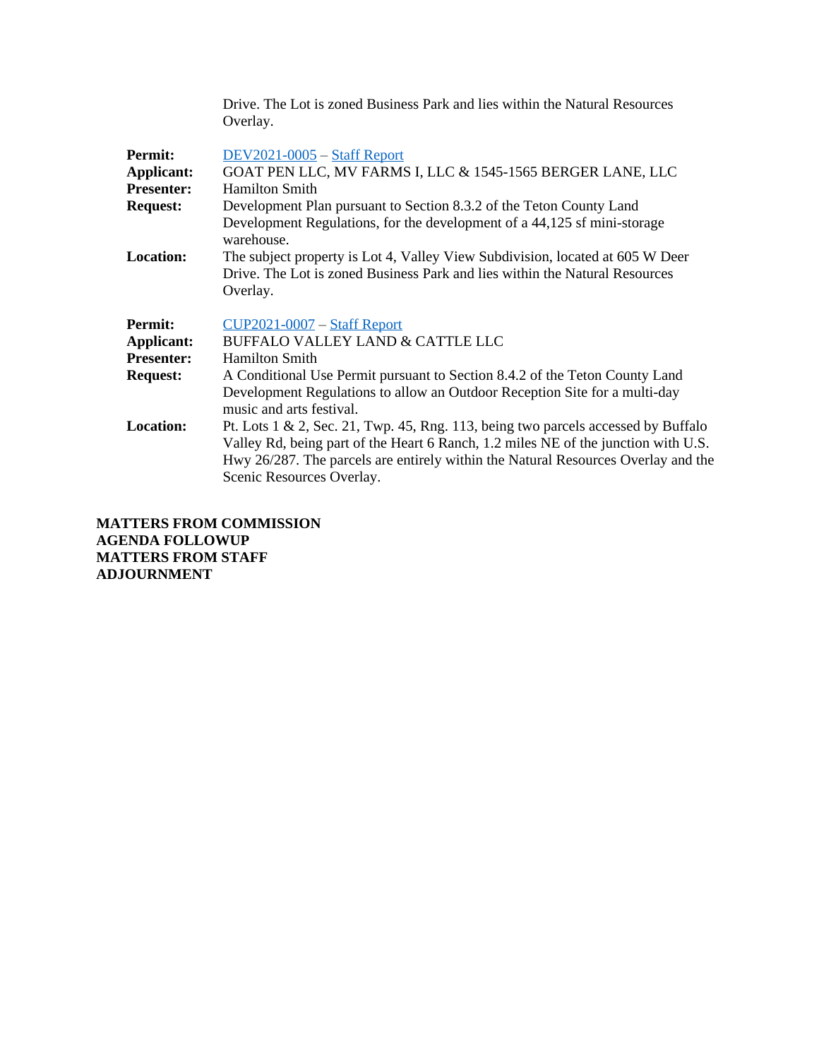Drive. The Lot is zoned Business Park and lies within the Natural Resources Overlay.

**Permit:** DEV2021-0005 – Staff Report
**Applicant:** GOAT PEN LLC, MV FARMS I, LLC & 1545-1565 BERGER LANE, LLC
**Presenter:** Hamilton Smith
**Request:** Development Plan pursuant to Section 8.3.2 of the Teton County Land Development Regulations, for the development of a 44,125 sf mini-storage warehouse.
**Location:** The subject property is Lot 4, Valley View Subdivision, located at 605 W Deer Drive. The Lot is zoned Business Park and lies within the Natural Resources Overlay.

**Permit:** CUP2021-0007 – Staff Report
**Applicant:** BUFFALO VALLEY LAND & CATTLE LLC
**Presenter:** Hamilton Smith
**Request:** A Conditional Use Permit pursuant to Section 8.4.2 of the Teton County Land Development Regulations to allow an Outdoor Reception Site for a multi-day music and arts festival.
**Location:** Pt. Lots 1 & 2, Sec. 21, Twp. 45, Rng. 113, being two parcels accessed by Buffalo Valley Rd, being part of the Heart 6 Ranch, 1.2 miles NE of the junction with U.S. Hwy 26/287. The parcels are entirely within the Natural Resources Overlay and the Scenic Resources Overlay.

**MATTERS FROM COMMISSION**
**AGENDA FOLLOWUP**
**MATTERS FROM STAFF**
**ADJOURNMENT**